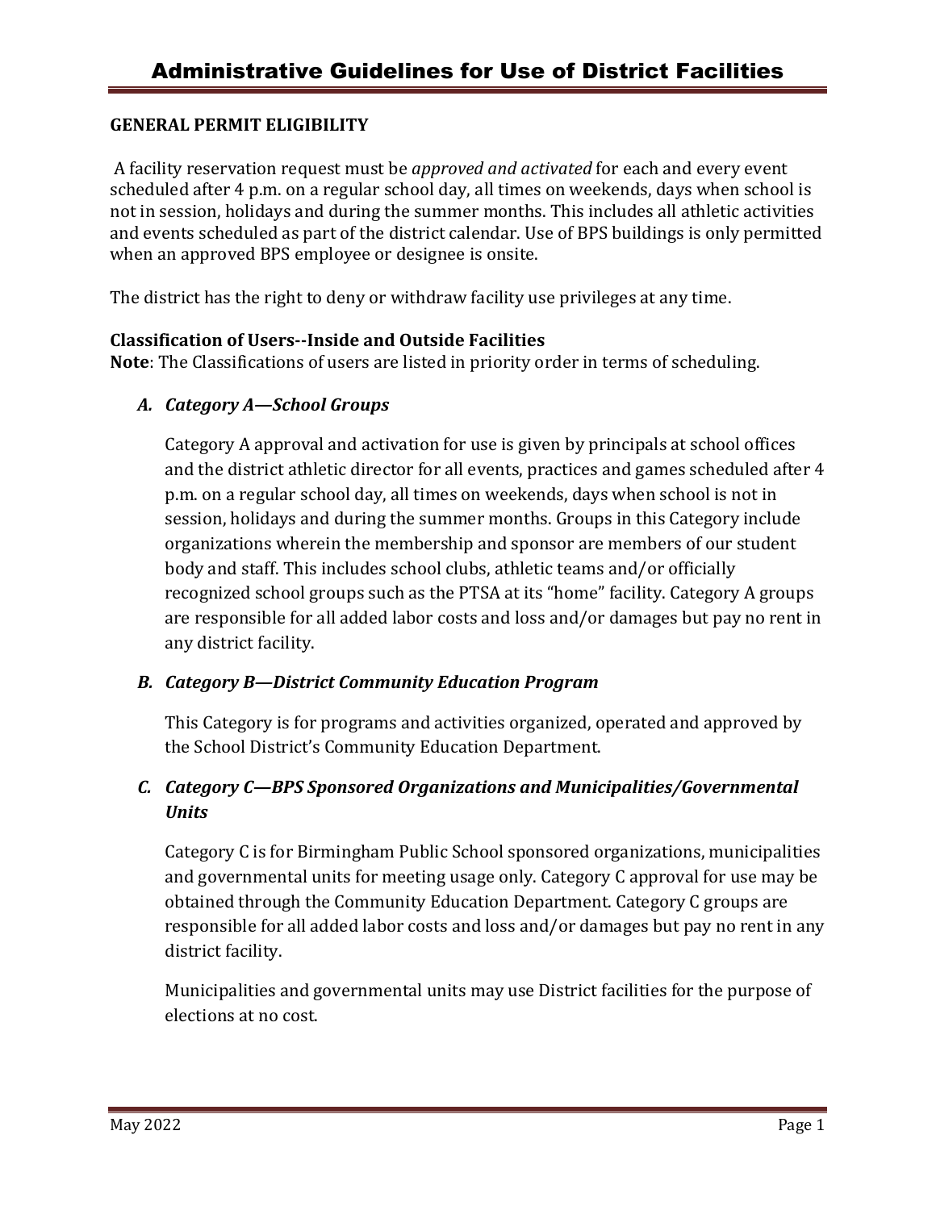# Administrative Guidelines for Use of District Facilities

## GENERAL PERMIT ELIGIBILITY

A facility reservation request must be *approved and activated* for each and every event scheduled after 4 p.m. on a regular school day, all times on weekends, days when school is not in session, holidays and during the summer months. This includes all athletic activities and events scheduled as part of the district calendar. Use of BPS buildings is only permitted when an approved BPS employee or designee is onsite.

The district has the right to deny or withdraw facility use privileges at any time.

### Classification of Users--Inside and Outside Facilities

**Note**: The Classifications of users are listed in priority order in terms of scheduling.

#### *A. Category A—School Groups*

Category A approval and activation for use is given by principals at school offices and the district athletic director for all events, practices and games scheduled after 4 p.m. on a regular school day, all times on weekends, days when school is not in session, holidays and during the summer months. Groups in this Category include organizations wherein the membership and sponsor are members of our student body and staff. This includes school clubs, athletic teams and/or officially recognized school groups such as the PTSA at its "home" facility. Category A groups are responsible for all added labor costs and loss and/or damages but pay no rent in any district facility.

#### *B. Category B—District Community Education Program*

This Category is for programs and activities organized, operated and approved by the School District's Community Education Department.

#### *C. Category C—BPS Sponsored Organizations and Municipalities/Governmental Units*

Category C is for Birmingham Public School sponsored organizations, municipalities and governmental units for meeting usage only. Category C approval for use may be obtained through the Community Education Department. Category C groups are responsible for all added labor costs and loss and/or damages but pay no rent in any district facility.

Municipalities and governmental units may use District facilities for the purpose of elections at no cost.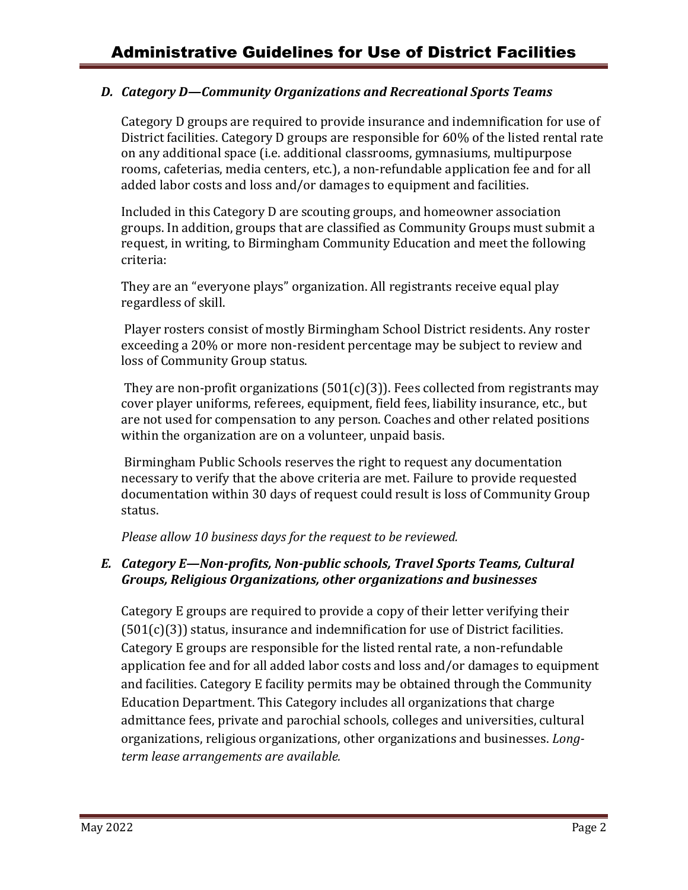### *D. Category D—Community Organizations and Recreational Sports Teams*

Category D groups are required to provide insurance and indemnification for use of District facilities. Category D groups are responsible for 60% of the listed rental rate on any additional space (i.e. additional classrooms, gymnasiums, multipurpose rooms, cafeterias, media centers, etc.), a non-refundable application fee and for all added labor costs and loss and/or damages to equipment and facilities.

Included in this Category D are scouting groups, and homeowner association groups. In addition, groups that are classified as Community Groups must submit a request, in writing, to Birmingham Community Education and meet the following criteria:

They are an "everyone plays" organization. All registrants receive equal play regardless of skill.

Player rosters consist of mostly Birmingham School District residents. Any roster exceeding a 20% or more non-resident percentage may be subject to review and loss of Community Group status.

They are non-profit organizations (501(c)(3)). Fees collected from registrants may cover player uniforms, referees, equipment, field fees, liability insurance, etc., but are not used for compensation to any person. Coaches and other related positions within the organization are on a volunteer, unpaid basis.

Birmingham Public Schools reserves the right to request any documentation necessary to verify that the above criteria are met. Failure to provide requested documentation within 30 days of request could result is loss of Community Group status.

*Please allow 10 business days for the request to be reviewed.*

### *E. Category E—Non-profits, Non-public schools, Travel Sports Teams, Cultural Groups, Religious Organizations, other organizations and businesses*

Category E groups are required to provide a copy of their letter verifying their (501(c)(3)) status, insurance and indemnification for use of District facilities. Category E groups are responsible for the listed rental rate, a non-refundable application fee and for all added labor costs and loss and/or damages to equipment and facilities. Category E facility permits may be obtained through the Community Education Department. This Category includes all organizations that charge admittance fees, private and parochial schools, colleges and universities, cultural organizations, religious organizations, other organizations and businesses. *Long-term lease arrangements are available.*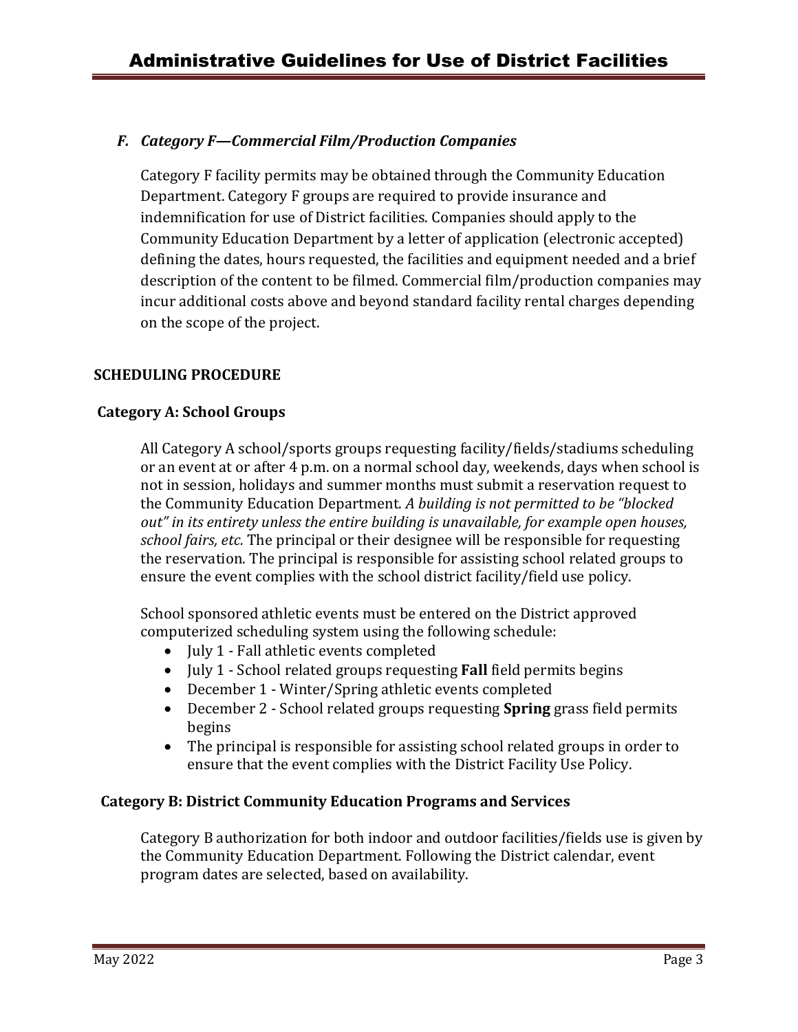### *F. Category F—Commercial Film/Production Companies*

Category F facility permits may be obtained through the Community Education Department. Category F groups are required to provide insurance and indemnification for use of District facilities. Companies should apply to the Community Education Department by a letter of application (electronic accepted) defining the dates, hours requested, the facilities and equipment needed and a brief description of the content to be filmed. Commercial film/production companies may incur additional costs above and beyond standard facility rental charges depending on the scope of the project.

## SCHEDULING PROCEDURE

### Category A: School Groups

All Category A school/sports groups requesting facility/fields/stadiums scheduling or an event at or after 4 p.m. on a normal school day, weekends, days when school is not in session, holidays and summer months must submit a reservation request to the Community Education Department. *A building is not permitted to be "blocked out" in its entirety unless the entire building is unavailable, for example open houses, school fairs, etc.* The principal or their designee will be responsible for requesting the reservation. The principal is responsible for assisting school related groups to ensure the event complies with the school district facility/field use policy.

School sponsored athletic events must be entered on the District approved computerized scheduling system using the following schedule:

- July 1 - Fall athletic events completed
- July 1 - School related groups requesting **Fall** field permits begins
- December 1 - Winter/Spring athletic events completed
- December 2 - School related groups requesting **Spring** grass field permits begins
- The principal is responsible for assisting school related groups in order to ensure that the event complies with the District Facility Use Policy.

### Category B: District Community Education Programs and Services

Category B authorization for both indoor and outdoor facilities/fields use is given by the Community Education Department. Following the District calendar, event program dates are selected, based on availability.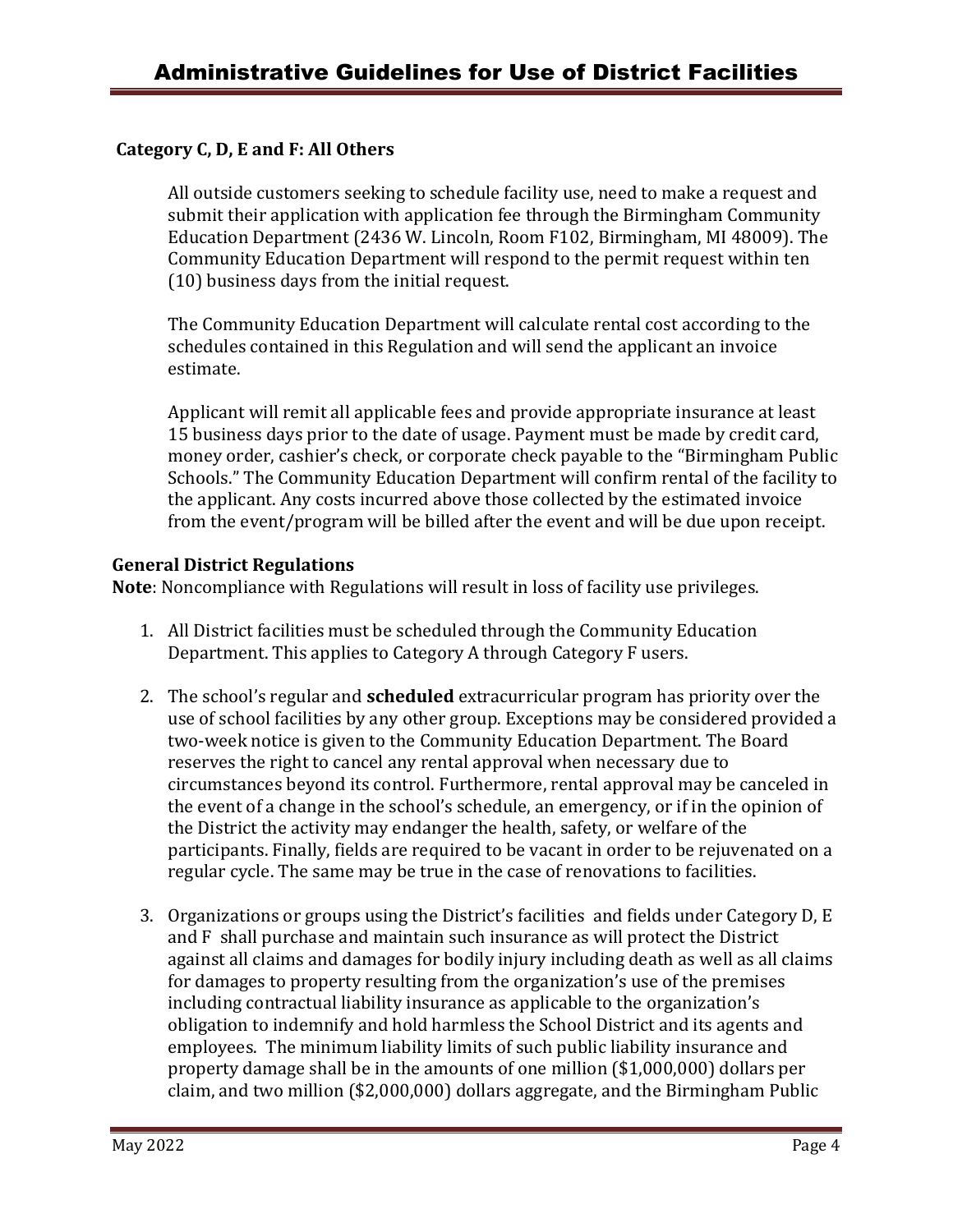**Category C, D, E and F: All Others**

All outside customers seeking to schedule facility use, need to make a request and submit their application with application fee through the Birmingham Community Education Department (2436 W. Lincoln, Room F102, Birmingham, MI 48009). The Community Education Department will respond to the permit request within ten (10) business days from the initial request.

The Community Education Department will calculate rental cost according to the schedules contained in this Regulation and will send the applicant an invoice estimate.

Applicant will remit all applicable fees and provide appropriate insurance at least 15 business days prior to the date of usage. Payment must be made by credit card, money order, cashier's check, or corporate check payable to the "Birmingham Public Schools." The Community Education Department will confirm rental of the facility to the applicant. Any costs incurred above those collected by the estimated invoice from the event/program will be billed after the event and will be due upon receipt.

**General District Regulations**

**Note**: Noncompliance with Regulations will result in loss of facility use privileges.

1. All District facilities must be scheduled through the Community Education Department. This applies to Category A through Category F users.

2. The school's regular and **scheduled** extracurricular program has priority over the use of school facilities by any other group. Exceptions may be considered provided a two-week notice is given to the Community Education Department. The Board reserves the right to cancel any rental approval when necessary due to circumstances beyond its control. Furthermore, rental approval may be canceled in the event of a change in the school's schedule, an emergency, or if in the opinion of the District the activity may endanger the health, safety, or welfare of the participants. Finally, fields are required to be vacant in order to be rejuvenated on a regular cycle. The same may be true in the case of renovations to facilities.

3. Organizations or groups using the District's facilities and fields under Category D, E and F shall purchase and maintain such insurance as will protect the District against all claims and damages for bodily injury including death as well as all claims for damages to property resulting from the organization's use of the premises including contractual liability insurance as applicable to the organization's obligation to indemnify and hold harmless the School District and its agents and employees. The minimum liability limits of such public liability insurance and property damage shall be in the amounts of one million ($1,000,000) dollars per claim, and two million ($2,000,000) dollars aggregate, and the Birmingham Public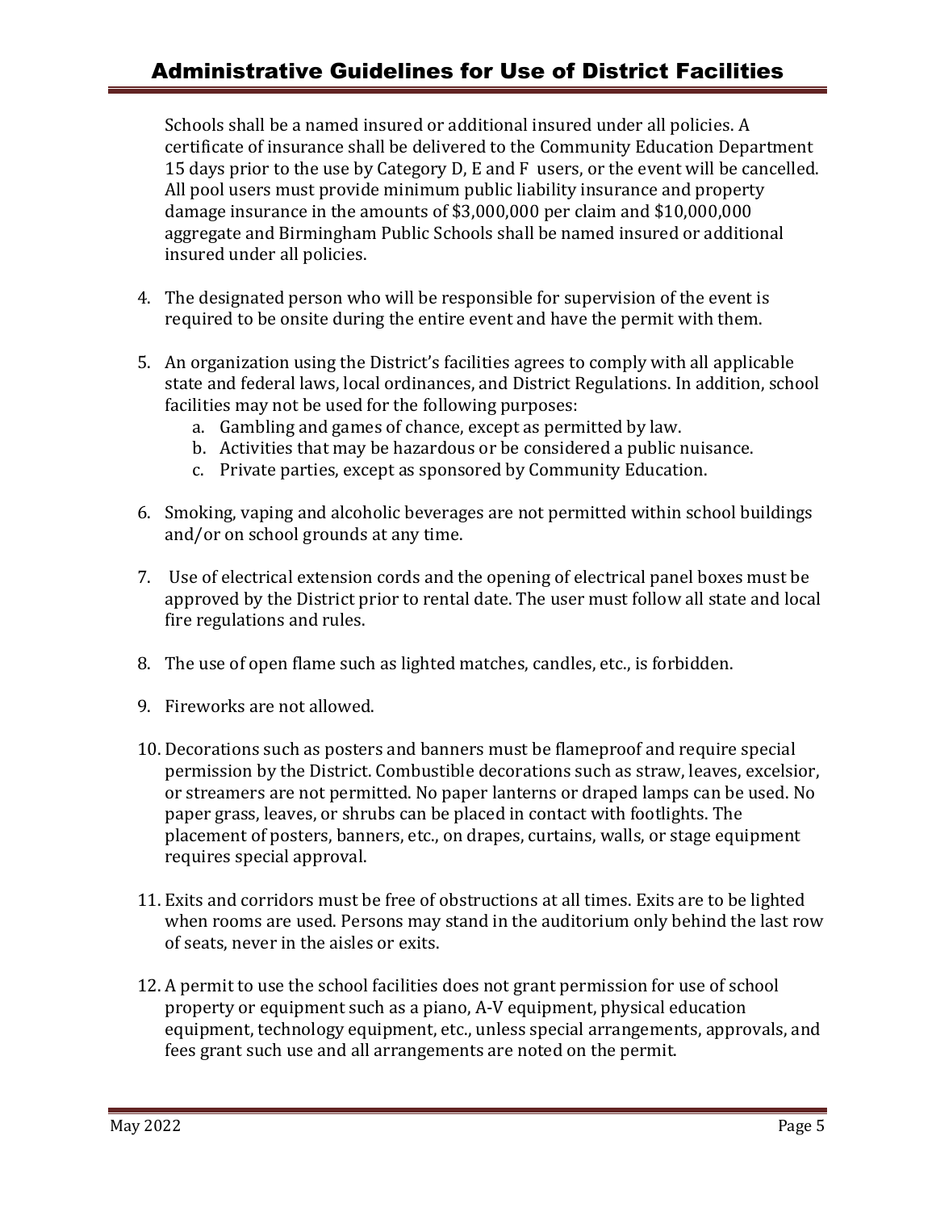Schools shall be a named insured or additional insured under all policies. A certificate of insurance shall be delivered to the Community Education Department 15 days prior to the use by Category D, E and F users, or the event will be cancelled. All pool users must provide minimum public liability insurance and property damage insurance in the amounts of $3,000,000 per claim and $10,000,000 aggregate and Birmingham Public Schools shall be named insured or additional insured under all policies.

4. The designated person who will be responsible for supervision of the event is required to be onsite during the entire event and have the permit with them.

5. An organization using the District's facilities agrees to comply with all applicable state and federal laws, local ordinances, and District Regulations. In addition, school facilities may not be used for the following purposes:
   a. Gambling and games of chance, except as permitted by law.
   b. Activities that may be hazardous or be considered a public nuisance.
   c. Private parties, except as sponsored by Community Education.

6. Smoking, vaping and alcoholic beverages are not permitted within school buildings and/or on school grounds at any time.

7. Use of electrical extension cords and the opening of electrical panel boxes must be approved by the District prior to rental date. The user must follow all state and local fire regulations and rules.

8. The use of open flame such as lighted matches, candles, etc., is forbidden.

9. Fireworks are not allowed.

10. Decorations such as posters and banners must be flameproof and require special permission by the District. Combustible decorations such as straw, leaves, excelsior, or streamers are not permitted. No paper lanterns or draped lamps can be used. No paper grass, leaves, or shrubs can be placed in contact with footlights. The placement of posters, banners, etc., on drapes, curtains, walls, or stage equipment requires special approval.

11. Exits and corridors must be free of obstructions at all times. Exits are to be lighted when rooms are used. Persons may stand in the auditorium only behind the last row of seats, never in the aisles or exits.

12. A permit to use the school facilities does not grant permission for use of school property or equipment such as a piano, A-V equipment, physical education equipment, technology equipment, etc., unless special arrangements, approvals, and fees grant such use and all arrangements are noted on the permit.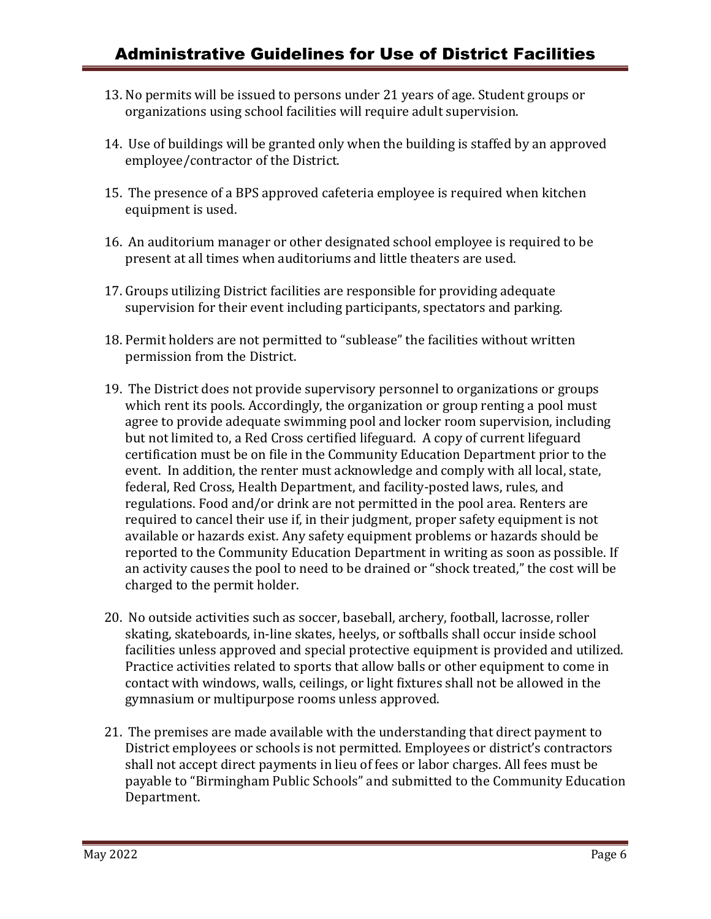13. No permits will be issued to persons under 21 years of age. Student groups or organizations using school facilities will require adult supervision.

14. Use of buildings will be granted only when the building is staffed by an approved employee/contractor of the District.

15. The presence of a BPS approved cafeteria employee is required when kitchen equipment is used.

16. An auditorium manager or other designated school employee is required to be present at all times when auditoriums and little theaters are used.

17. Groups utilizing District facilities are responsible for providing adequate supervision for their event including participants, spectators and parking.

18. Permit holders are not permitted to "sublease" the facilities without written permission from the District.

19. The District does not provide supervisory personnel to organizations or groups which rent its pools. Accordingly, the organization or group renting a pool must agree to provide adequate swimming pool and locker room supervision, including but not limited to, a Red Cross certified lifeguard. A copy of current lifeguard certification must be on file in the Community Education Department prior to the event. In addition, the renter must acknowledge and comply with all local, state, federal, Red Cross, Health Department, and facility-posted laws, rules, and regulations. Food and/or drink are not permitted in the pool area. Renters are required to cancel their use if, in their judgment, proper safety equipment is not available or hazards exist. Any safety equipment problems or hazards should be reported to the Community Education Department in writing as soon as possible. If an activity causes the pool to need to be drained or "shock treated," the cost will be charged to the permit holder.

20. No outside activities such as soccer, baseball, archery, football, lacrosse, roller skating, skateboards, in-line skates, heelys, or softballs shall occur inside school facilities unless approved and special protective equipment is provided and utilized. Practice activities related to sports that allow balls or other equipment to come in contact with windows, walls, ceilings, or light fixtures shall not be allowed in the gymnasium or multipurpose rooms unless approved.

21. The premises are made available with the understanding that direct payment to District employees or schools is not permitted. Employees or district's contractors shall not accept direct payments in lieu of fees or labor charges. All fees must be payable to "Birmingham Public Schools" and submitted to the Community Education Department.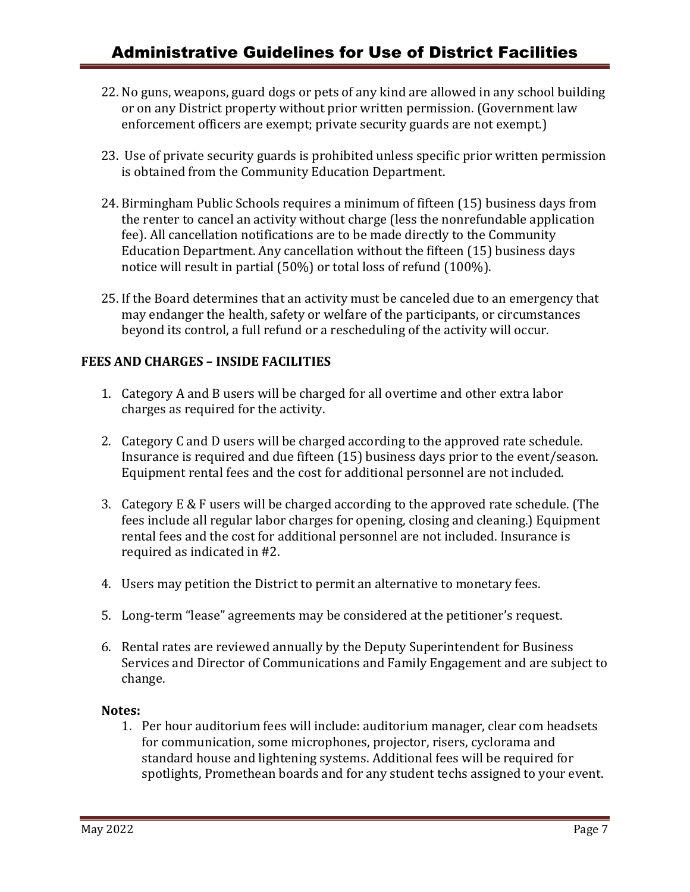22. No guns, weapons, guard dogs or pets of any kind are allowed in any school building or on any District property without prior written permission. (Government law enforcement officers are exempt; private security guards are not exempt.)

23. Use of private security guards is prohibited unless specific prior written permission is obtained from the Community Education Department.

24. Birmingham Public Schools requires a minimum of fifteen (15) business days from the renter to cancel an activity without charge (less the nonrefundable application fee). All cancellation notifications are to be made directly to the Community Education Department. Any cancellation without the fifteen (15) business days notice will result in partial (50%) or total loss of refund (100%).

25. If the Board determines that an activity must be canceled due to an emergency that may endanger the health, safety or welfare of the participants, or circumstances beyond its control, a full refund or a rescheduling of the activity will occur.

**FEES AND CHARGES – INSIDE FACILITIES**

1. Category A and B users will be charged for all overtime and other extra labor charges as required for the activity.

2. Category C and D users will be charged according to the approved rate schedule. Insurance is required and due fifteen (15) business days prior to the event/season. Equipment rental fees and the cost for additional personnel are not included.

3. Category E & F users will be charged according to the approved rate schedule. (The fees include all regular labor charges for opening, closing and cleaning.) Equipment rental fees and the cost for additional personnel are not included. Insurance is required as indicated in #2.

4. Users may petition the District to permit an alternative to monetary fees.

5. Long-term "lease" agreements may be considered at the petitioner's request.

6. Rental rates are reviewed annually by the Deputy Superintendent for Business Services and Director of Communications and Family Engagement and are subject to change.

**Notes:**

1. Per hour auditorium fees will include: auditorium manager, clear com headsets for communication, some microphones, projector, risers, cyclorama and standard house and lightening systems. Additional fees will be required for spotlights, Promethean boards and for any student techs assigned to your event.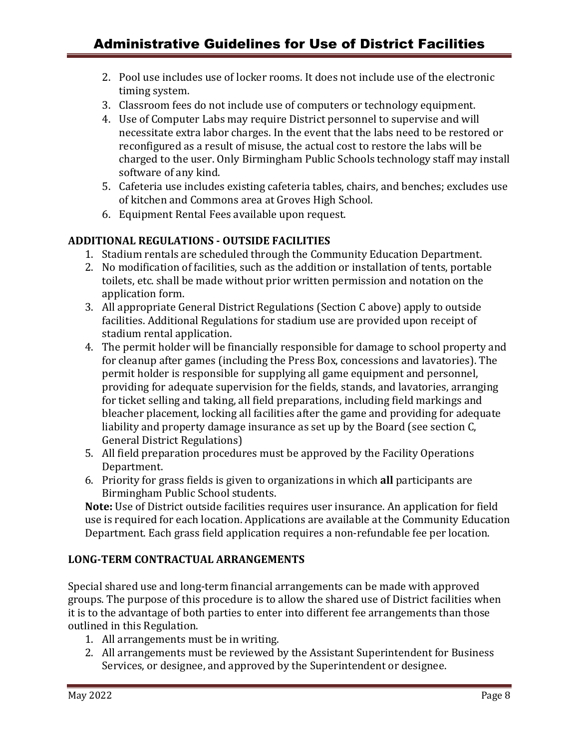2. Pool use includes use of locker rooms. It does not include use of the electronic timing system.
3. Classroom fees do not include use of computers or technology equipment.
4. Use of Computer Labs may require District personnel to supervise and will necessitate extra labor charges. In the event that the labs need to be restored or reconfigured as a result of misuse, the actual cost to restore the labs will be charged to the user. Only Birmingham Public Schools technology staff may install software of any kind.
5. Cafeteria use includes existing cafeteria tables, chairs, and benches; excludes use of kitchen and Commons area at Groves High School.
6. Equipment Rental Fees available upon request.

## ADDITIONAL REGULATIONS - OUTSIDE FACILITIES

1. Stadium rentals are scheduled through the Community Education Department.
2. No modification of facilities, such as the addition or installation of tents, portable toilets, etc. shall be made without prior written permission and notation on the application form.
3. All appropriate General District Regulations (Section C above) apply to outside facilities. Additional Regulations for stadium use are provided upon receipt of stadium rental application.
4. The permit holder will be financially responsible for damage to school property and for cleanup after games (including the Press Box, concessions and lavatories). The permit holder is responsible for supplying all game equipment and personnel, providing for adequate supervision for the fields, stands, and lavatories, arranging for ticket selling and taking, all field preparations, including field markings and bleacher placement, locking all facilities after the game and providing for adequate liability and property damage insurance as set up by the Board (see section C, General District Regulations)
5. All field preparation procedures must be approved by the Facility Operations Department.
6. Priority for grass fields is given to organizations in which **all** participants are Birmingham Public School students.

**Note:** Use of District outside facilities requires user insurance. An application for field use is required for each location. Applications are available at the Community Education Department. Each grass field application requires a non-refundable fee per location.

## LONG-TERM CONTRACTUAL ARRANGEMENTS

Special shared use and long-term financial arrangements can be made with approved groups. The purpose of this procedure is to allow the shared use of District facilities when it is to the advantage of both parties to enter into different fee arrangements than those outlined in this Regulation.

1. All arrangements must be in writing.
2. All arrangements must be reviewed by the Assistant Superintendent for Business Services, or designee, and approved by the Superintendent or designee.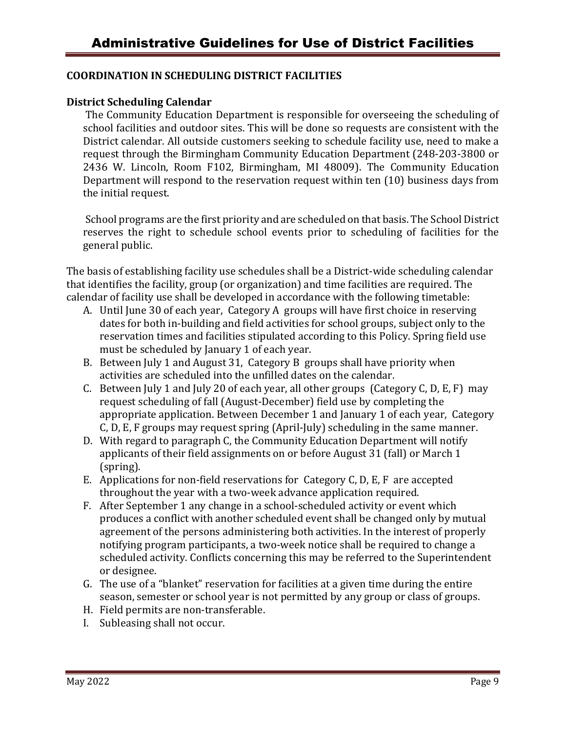## COORDINATION IN SCHEDULING DISTRICT FACILITIES

### District Scheduling Calendar

The Community Education Department is responsible for overseeing the scheduling of school facilities and outdoor sites. This will be done so requests are consistent with the District calendar. All outside customers seeking to schedule facility use, need to make a request through the Birmingham Community Education Department (248-203-3800 or 2436 W. Lincoln, Room F102, Birmingham, MI 48009). The Community Education Department will respond to the reservation request within ten (10) business days from the initial request.

School programs are the first priority and are scheduled on that basis. The School District reserves the right to schedule school events prior to scheduling of facilities for the general public.

The basis of establishing facility use schedules shall be a District-wide scheduling calendar that identifies the facility, group (or organization) and time facilities are required. The calendar of facility use shall be developed in accordance with the following timetable:

A. Until June 30 of each year, Category A groups will have first choice in reserving dates for both in-building and field activities for school groups, subject only to the reservation times and facilities stipulated according to this Policy. Spring field use must be scheduled by January 1 of each year.
B. Between July 1 and August 31, Category B groups shall have priority when activities are scheduled into the unfilled dates on the calendar.
C. Between July 1 and July 20 of each year, all other groups (Category C, D, E, F) may request scheduling of fall (August-December) field use by completing the appropriate application. Between December 1 and January 1 of each year, Category C, D, E, F groups may request spring (April-July) scheduling in the same manner.
D. With regard to paragraph C, the Community Education Department will notify applicants of their field assignments on or before August 31 (fall) or March 1 (spring).
E. Applications for non-field reservations for Category C, D, E, F are accepted throughout the year with a two-week advance application required.
F. After September 1 any change in a school-scheduled activity or event which produces a conflict with another scheduled event shall be changed only by mutual agreement of the persons administering both activities. In the interest of properly notifying program participants, a two-week notice shall be required to change a scheduled activity. Conflicts concerning this may be referred to the Superintendent or designee.
G. The use of a "blanket" reservation for facilities at a given time during the entire season, semester or school year is not permitted by any group or class of groups.
H. Field permits are non-transferable.
I. Subleasing shall not occur.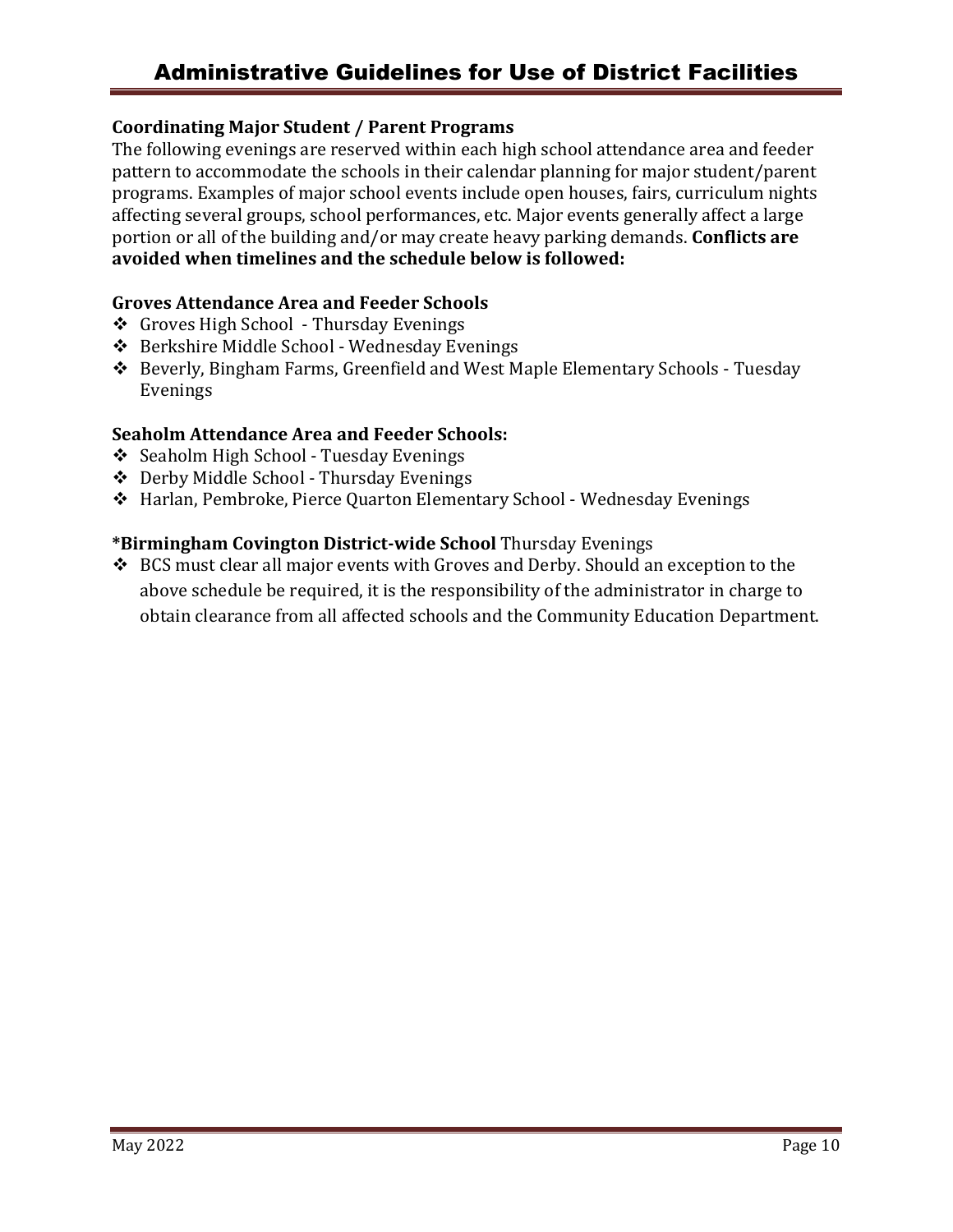**Coordinating Major Student / Parent Programs**

The following evenings are reserved within each high school attendance area and feeder pattern to accommodate the schools in their calendar planning for major student/parent programs. Examples of major school events include open houses, fairs, curriculum nights affecting several groups, school performances, etc. Major events generally affect a large portion or all of the building and/or may create heavy parking demands. **Conflicts are avoided when timelines and the schedule below is followed:**

**Groves Attendance Area and Feeder Schools**

- Groves High School - Thursday Evenings
- Berkshire Middle School - Wednesday Evenings
- Beverly, Bingham Farms, Greenfield and West Maple Elementary Schools - Tuesday Evenings

**Seaholm Attendance Area and Feeder Schools:**

- Seaholm High School - Tuesday Evenings
- Derby Middle School - Thursday Evenings
- Harlan, Pembroke, Pierce Quarton Elementary School - Wednesday Evenings

**\*Birmingham Covington District-wide School** Thursday Evenings

- BCS must clear all major events with Groves and Derby. Should an exception to the above schedule be required, it is the responsibility of the administrator in charge to obtain clearance from all affected schools and the Community Education Department.